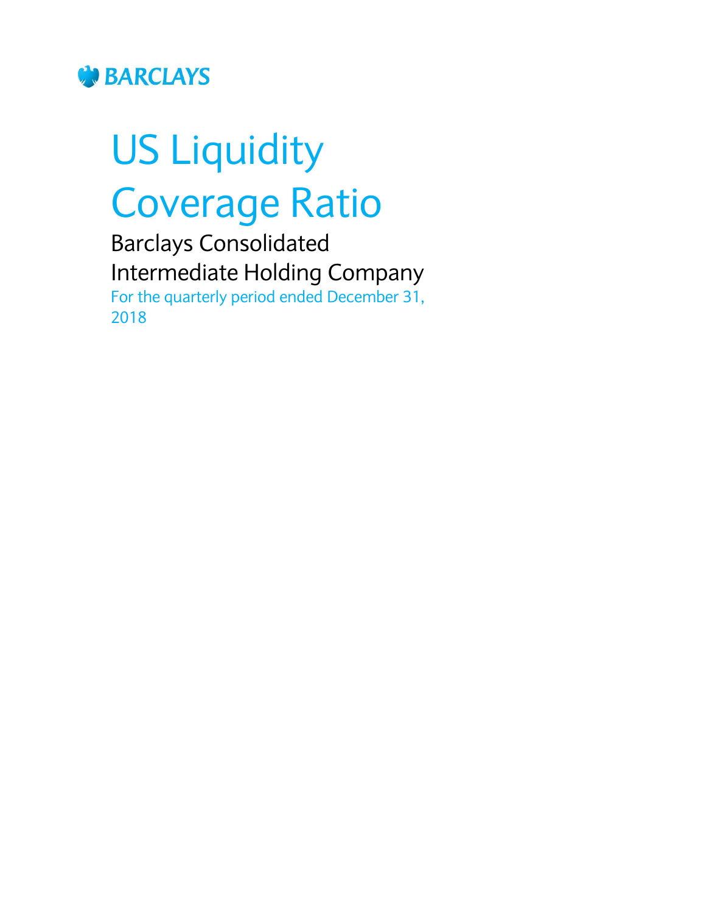BARCLAYS

# US Liquidity Coverage Ratio

## Barclays Consolidated Intermediate Holding Company

For the quarterly period ended December 31, 2018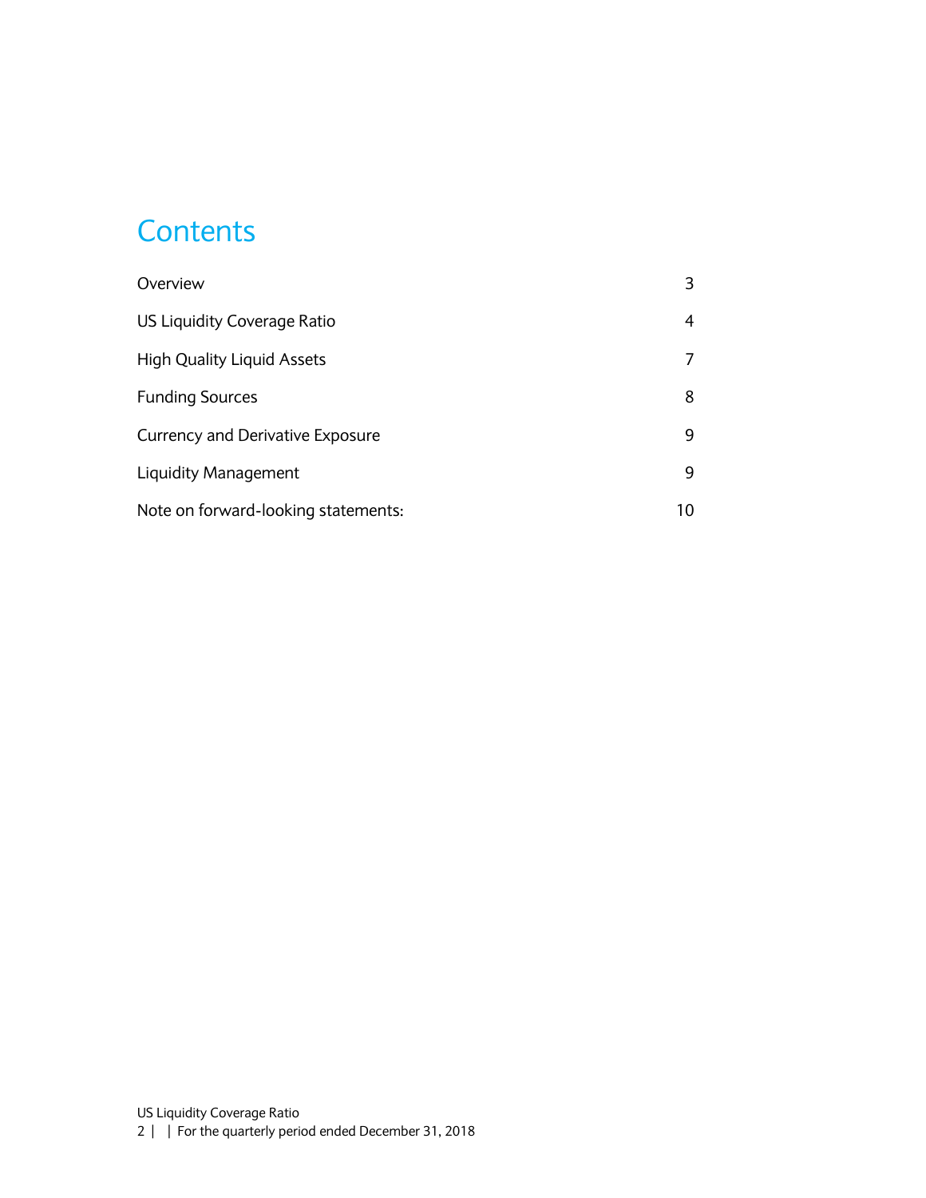# Contents

| | |
|---|---|
| Overview | 3 |
| US Liquidity Coverage Ratio | 4 |
| High Quality Liquid Assets | 7 |
| Funding Sources | 8 |
| Currency and Derivative Exposure | 9 |
| Liquidity Management | 9 |
| Note on forward-looking statements: | 10 |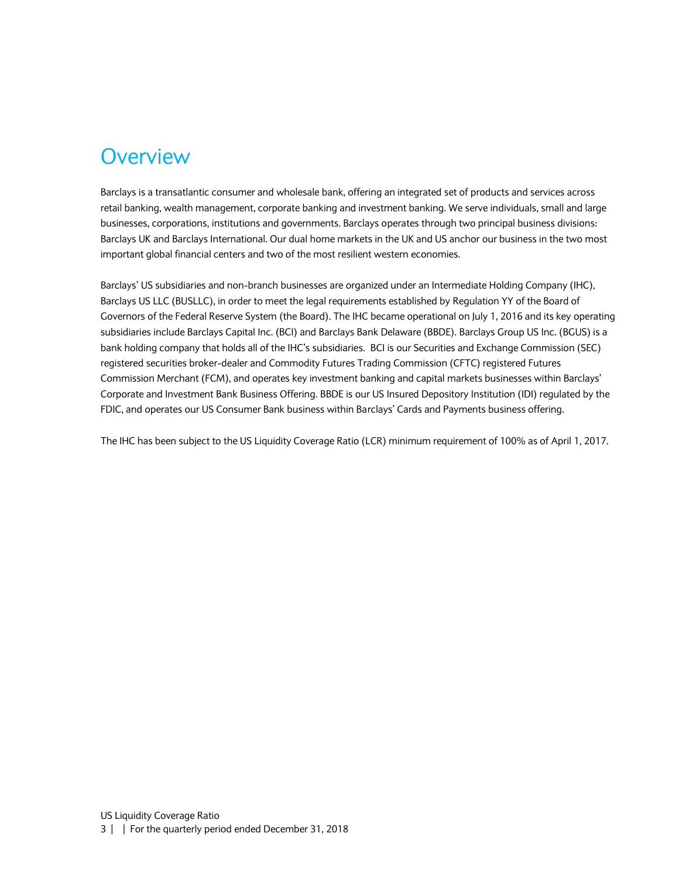# Overview

Barclays is a transatlantic consumer and wholesale bank, offering an integrated set of products and services across retail banking, wealth management, corporate banking and investment banking. We serve individuals, small and large businesses, corporations, institutions and governments. Barclays operates through two principal business divisions: Barclays UK and Barclays International. Our dual home markets in the UK and US anchor our business in the two most important global financial centers and two of the most resilient western economies.

Barclays' US subsidiaries and non-branch businesses are organized under an Intermediate Holding Company (IHC), Barclays US LLC (BUSLLC), in order to meet the legal requirements established by Regulation YY of the Board of Governors of the Federal Reserve System (the Board). The IHC became operational on July 1, 2016 and its key operating subsidiaries include Barclays Capital Inc. (BCI) and Barclays Bank Delaware (BBDE). Barclays Group US Inc. (BGUS) is a bank holding company that holds all of the IHC's subsidiaries. BCI is our Securities and Exchange Commission (SEC) registered securities broker-dealer and Commodity Futures Trading Commission (CFTC) registered Futures Commission Merchant (FCM), and operates key investment banking and capital markets businesses within Barclays' Corporate and Investment Bank Business Offering. BBDE is our US Insured Depository Institution (IDI) regulated by the FDIC, and operates our US Consumer Bank business within Barclays' Cards and Payments business offering.

The IHC has been subject to the US Liquidity Coverage Ratio (LCR) minimum requirement of 100% as of April 1, 2017.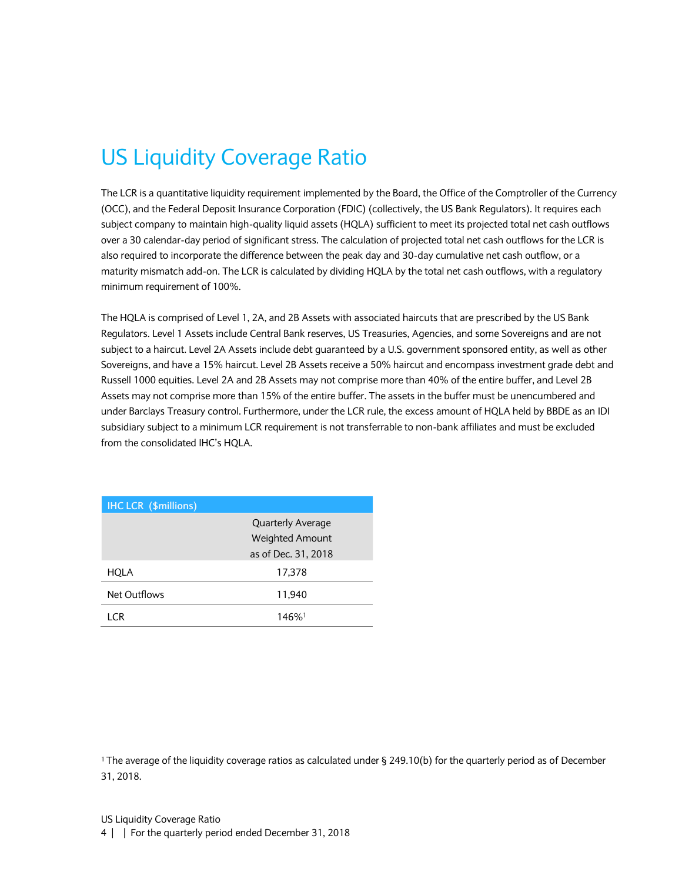# US Liquidity Coverage Ratio

The LCR is a quantitative liquidity requirement implemented by the Board, the Office of the Comptroller of the Currency (OCC), and the Federal Deposit Insurance Corporation (FDIC) (collectively, the US Bank Regulators). It requires each subject company to maintain high-quality liquid assets (HQLA) sufficient to meet its projected total net cash outflows over a 30 calendar-day period of significant stress. The calculation of projected total net cash outflows for the LCR is also required to incorporate the difference between the peak day and 30-day cumulative net cash outflow, or a maturity mismatch add-on. The LCR is calculated by dividing HQLA by the total net cash outflows, with a regulatory minimum requirement of 100%.

The HQLA is comprised of Level 1, 2A, and 2B Assets with associated haircuts that are prescribed by the US Bank Regulators. Level 1 Assets include Central Bank reserves, US Treasuries, Agencies, and some Sovereigns and are not subject to a haircut. Level 2A Assets include debt guaranteed by a U.S. government sponsored entity, as well as other Sovereigns, and have a 15% haircut. Level 2B Assets receive a 50% haircut and encompass investment grade debt and Russell 1000 equities. Level 2A and 2B Assets may not comprise more than 40% of the entire buffer, and Level 2B Assets may not comprise more than 15% of the entire buffer. The assets in the buffer must be unencumbered and under Barclays Treasury control. Furthermore, under the LCR rule, the excess amount of HQLA held by BBDE as an IDI subsidiary subject to a minimum LCR requirement is not transferrable to non-bank affiliates and must be excluded from the consolidated IHC's HQLA.

| IHC LCR ($millions) | |
|---|---|
| | Quarterly Average Weighted Amount as of Dec. 31, 2018 |
| HQLA | 17,378 |
| Net Outflows | 11,940 |
| LCR | 146%[1] |

[1] The average of the liquidity coverage ratios as calculated under § 249.10(b) for the quarterly period as of December 31, 2018.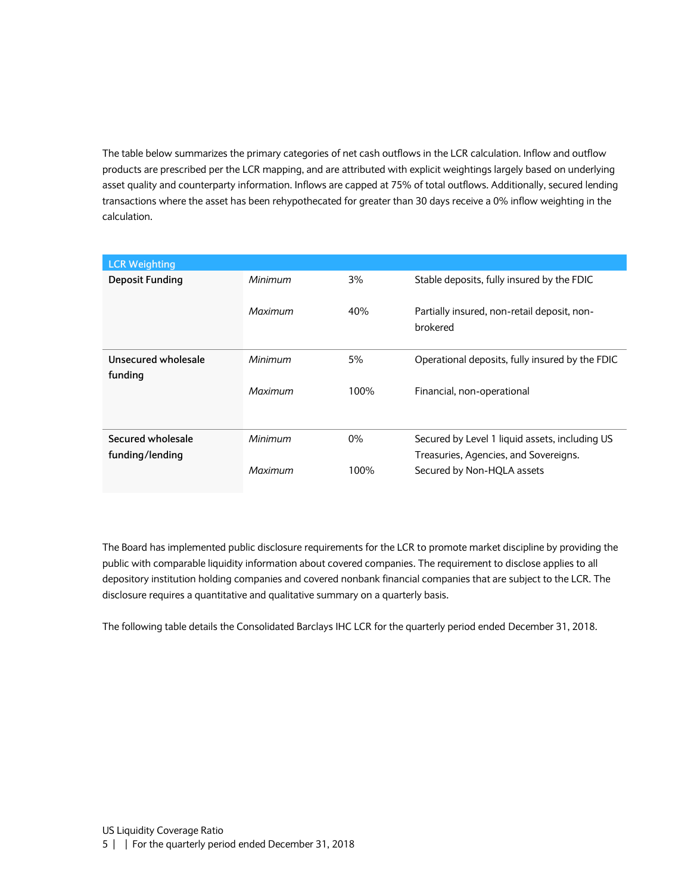The table below summarizes the primary categories of net cash outflows in the LCR calculation. Inflow and outflow products are prescribed per the LCR mapping, and are attributed with explicit weightings largely based on underlying asset quality and counterparty information. Inflows are capped at 75% of total outflows. Additionally, secured lending transactions where the asset has been rehypothecated for greater than 30 days receive a 0% inflow weighting in the calculation.

| LCR Weighting | | | |
|---|---|---|---|
| **Deposit Funding** | *Minimum* | 3% | Stable deposits, fully insured by the FDIC |
| | *Maximum* | 40% | Partially insured, non-retail deposit, non-brokered |
| **Unsecured wholesale funding** | *Minimum* | 5% | Operational deposits, fully insured by the FDIC |
| | *Maximum* | 100% | Financial, non-operational |
| **Secured wholesale funding/lending** | *Minimum* | 0% | Secured by Level 1 liquid assets, including US Treasuries, Agencies, and Sovereigns. |
| | *Maximum* | 100% | Secured by Non-HQLA assets |

The Board has implemented public disclosure requirements for the LCR to promote market discipline by providing the public with comparable liquidity information about covered companies. The requirement to disclose applies to all depository institution holding companies and covered nonbank financial companies that are subject to the LCR. The disclosure requires a quantitative and qualitative summary on a quarterly basis.

The following table details the Consolidated Barclays IHC LCR for the quarterly period ended December 31, 2018.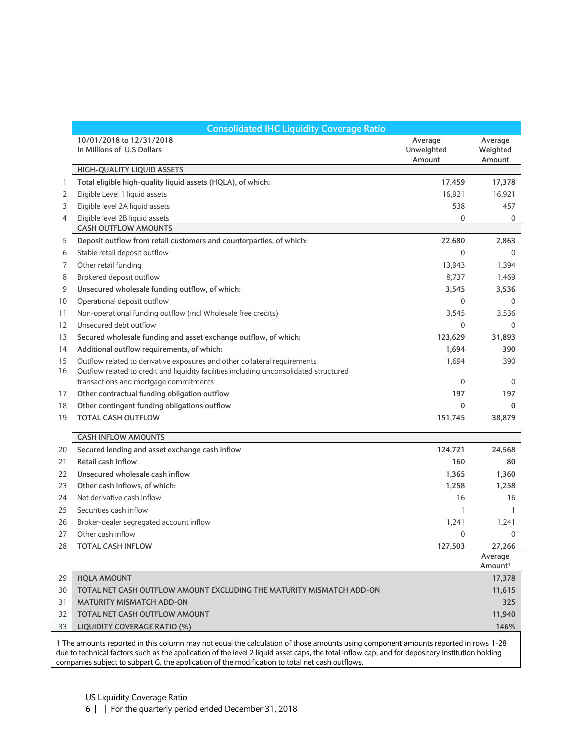## Consolidated IHC Liquidity Coverage Ratio

| | 10/01/2018 to 12/31/2018<br>In Millions of U.S Dollars | Average Unweighted Amount | Average Weighted Amount |
|---|---|---|---|
| | **HIGH-QUALITY LIQUID ASSETS** | | |
| 1 | **Total eligible high-quality liquid assets (HQLA), of which:** | **17,459** | **17,378** |
| 2 | Eligible Level 1 liquid assets | 16,921 | 16,921 |
| 3 | Eligible level 2A liquid assets | 538 | 457 |
| 4 | Eligible level 2B liquid assets | 0 | 0 |
| | **CASH OUTFLOW AMOUNTS** | | |
| 5 | **Deposit outflow from retail customers and counterparties, of which:** | **22,680** | **2,863** |
| 6 | Stable retail deposit outflow | 0 | 0 |
| 7 | Other retail funding | 13,943 | 1,394 |
| 8 | Brokered deposit outflow | 8,737 | 1,469 |
| 9 | **Unsecured wholesale funding outflow, of which:** | **3,545** | **3,536** |
| 10 | Operational deposit outflow | 0 | 0 |
| 11 | Non-operational funding outflow (incl Wholesale free credits) | 3,545 | 3,536 |
| 12 | Unsecured debt outflow | 0 | 0 |
| 13 | **Secured wholesale funding and asset exchange outflow, of which:** | **123,629** | **31,893** |
| 14 | **Additional outflow requirements, of which:** | **1,694** | **390** |
| 15 | Outflow related to derivative exposures and other collateral requirements | 1,694 | 390 |
| 16 | Outflow related to credit and liquidity facilities including unconsolidated structured transactions and mortgage commitments | 0 | 0 |
| 17 | **Other contractual funding obligation outflow** | **197** | **197** |
| 18 | **Other contingent funding obligations outflow** | **0** | **0** |
| 19 | **TOTAL CASH OUTFLOW** | **151,745** | **38,879** |
| | **CASH INFLOW AMOUNTS** | | |
| 20 | **Secured lending and asset exchange cash inflow** | **124,721** | **24,568** |
| 21 | **Retail cash inflow** | **160** | **80** |
| 22 | **Unsecured wholesale cash inflow** | **1,365** | **1,360** |
| 23 | **Other cash inflows, of which:** | **1,258** | **1,258** |
| 24 | Net derivative cash inflow | 16 | 16 |
| 25 | Securities cash inflow | 1 | 1 |
| 26 | Broker-dealer segregated account inflow | 1,241 | 1,241 |
| 27 | Other cash inflow | 0 | 0 |
| 28 | **TOTAL CASH INFLOW** | **127,503** | **27,266** |
| | | | Average Amount[1] |
| 29 | **HQLA AMOUNT** | | **17,378** |
| 30 | **TOTAL NET CASH OUTFLOW AMOUNT EXCLUDING THE MATURITY MISMATCH ADD-ON** | | **11,615** |
| 31 | **MATURITY MISMATCH ADD-ON** | | **325** |
| 32 | **TOTAL NET CASH OUTFLOW AMOUNT** | | **11,940** |
| 33 | **LIQUIDITY COVERAGE RATIO (%)** | | **146%** |

1 The amounts reported in this column may not equal the calculation of those amounts using component amounts reported in rows 1-28 due to technical factors such as the application of the level 2 liquid asset caps, the total inflow cap, and for depository institution holding companies subject to subpart G, the application of the modification to total net cash outflows.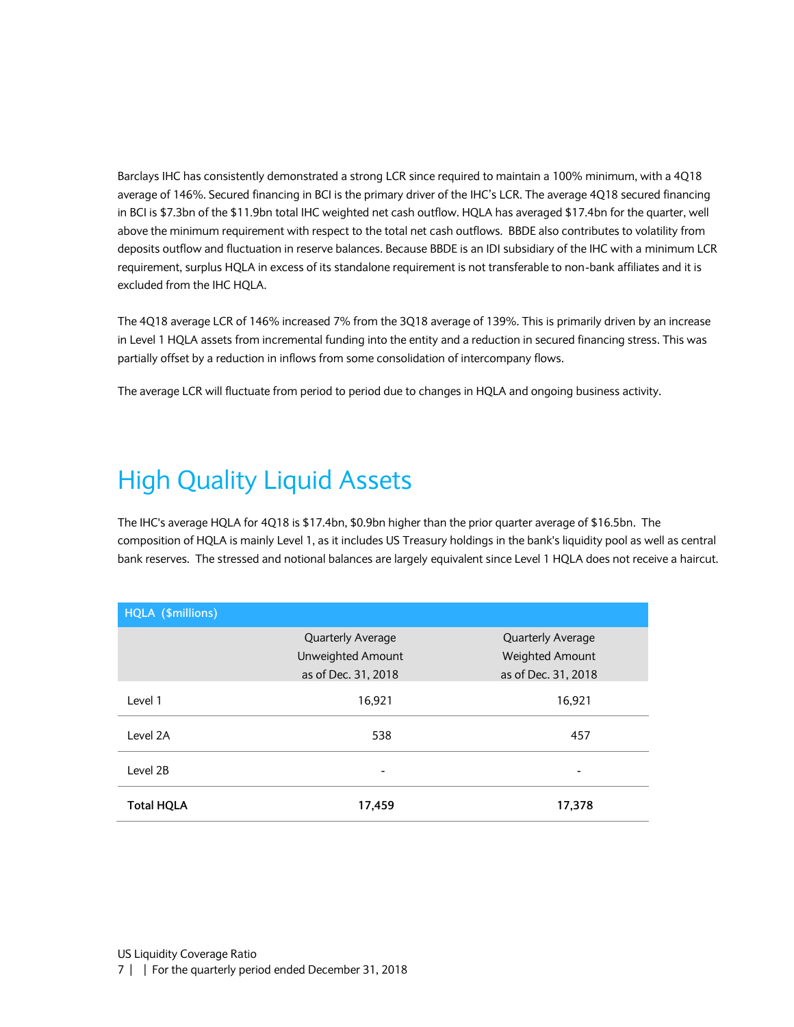Barclays IHC has consistently demonstrated a strong LCR since required to maintain a 100% minimum, with a 4Q18 average of 146%. Secured financing in BCI is the primary driver of the IHC's LCR. The average 4Q18 secured financing in BCI is $7.3bn of the $11.9bn total IHC weighted net cash outflow. HQLA has averaged $17.4bn for the quarter, well above the minimum requirement with respect to the total net cash outflows. BBDE also contributes to volatility from deposits outflow and fluctuation in reserve balances. Because BBDE is an IDI subsidiary of the IHC with a minimum LCR requirement, surplus HQLA in excess of its standalone requirement is not transferable to non-bank affiliates and it is excluded from the IHC HQLA.

The 4Q18 average LCR of 146% increased 7% from the 3Q18 average of 139%. This is primarily driven by an increase in Level 1 HQLA assets from incremental funding into the entity and a reduction in secured financing stress. This was partially offset by a reduction in inflows from some consolidation of intercompany flows.

The average LCR will fluctuate from period to period due to changes in HQLA and ongoing business activity.

# High Quality Liquid Assets

The IHC's average HQLA for 4Q18 is $17.4bn, $0.9bn higher than the prior quarter average of $16.5bn. The composition of HQLA is mainly Level 1, as it includes US Treasury holdings in the bank's liquidity pool as well as central bank reserves. The stressed and notional balances are largely equivalent since Level 1 HQLA does not receive a haircut.

| HQLA ($millions) | Quarterly Average Unweighted Amount as of Dec. 31, 2018 | Quarterly Average Weighted Amount as of Dec. 31, 2018 |
|---|---|---|
| Level 1 | 16,921 | 16,921 |
| Level 2A | 538 | 457 |
| Level 2B | - | - |
| **Total HQLA** | **17,459** | **17,378** |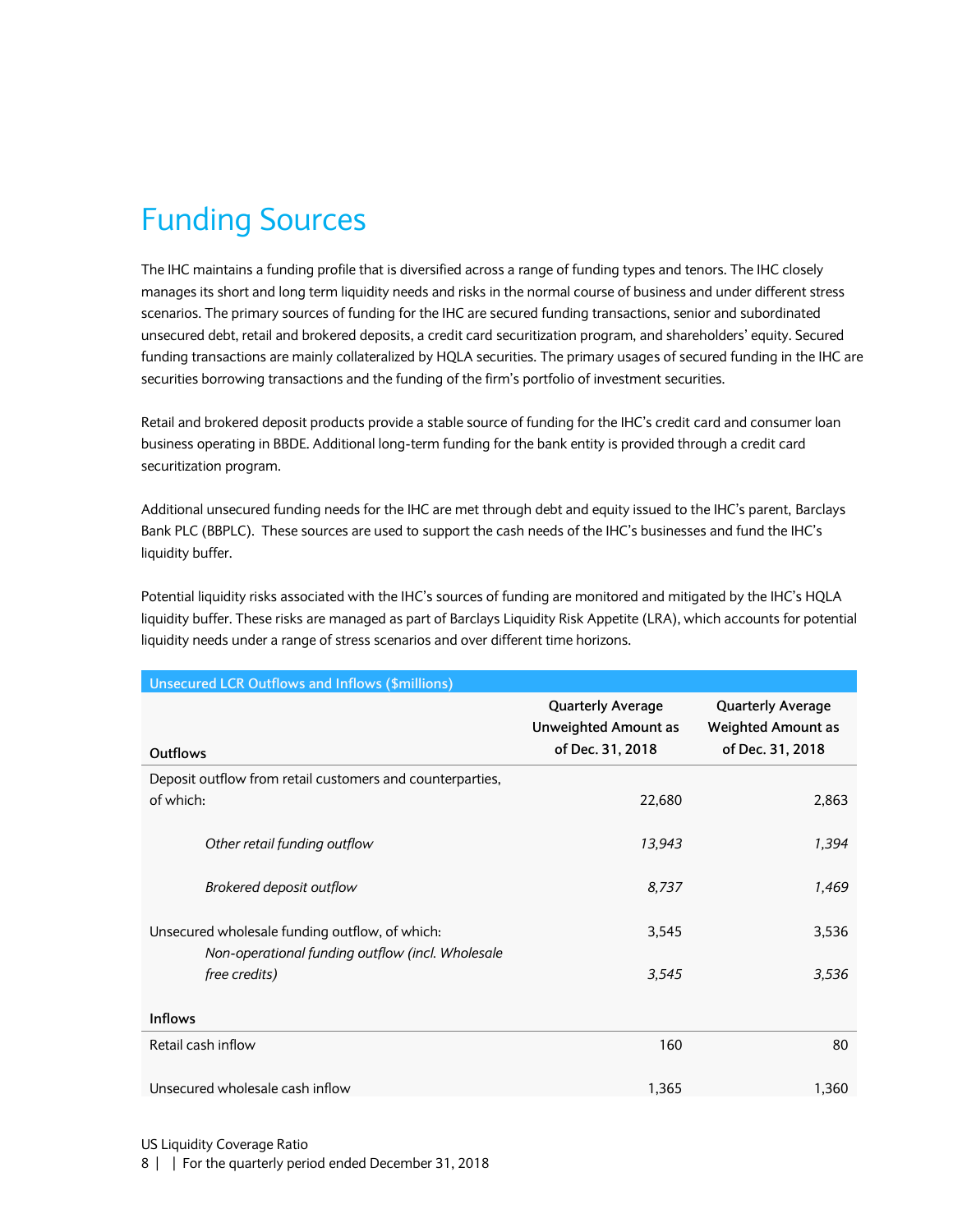# Funding Sources

The IHC maintains a funding profile that is diversified across a range of funding types and tenors. The IHC closely manages its short and long term liquidity needs and risks in the normal course of business and under different stress scenarios. The primary sources of funding for the IHC are secured funding transactions, senior and subordinated unsecured debt, retail and brokered deposits, a credit card securitization program, and shareholders' equity. Secured funding transactions are mainly collateralized by HQLA securities. The primary usages of secured funding in the IHC are securities borrowing transactions and the funding of the firm's portfolio of investment securities.

Retail and brokered deposit products provide a stable source of funding for the IHC's credit card and consumer loan business operating in BBDE. Additional long-term funding for the bank entity is provided through a credit card securitization program.

Additional unsecured funding needs for the IHC are met through debt and equity issued to the IHC's parent, Barclays Bank PLC (BBPLC). These sources are used to support the cash needs of the IHC's businesses and fund the IHC's liquidity buffer.

Potential liquidity risks associated with the IHC's sources of funding are monitored and mitigated by the IHC's HQLA liquidity buffer. These risks are managed as part of Barclays Liquidity Risk Appetite (LRA), which accounts for potential liquidity needs under a range of stress scenarios and over different time horizons.

| Unsecured LCR Outflows and Inflows ($millions) | | |
|---|---|---|
| **Outflows** | **Quarterly Average Unweighted Amount as of Dec. 31, 2018** | **Quarterly Average Weighted Amount as of Dec. 31, 2018** |
| Deposit outflow from retail customers and counterparties, of which: | 22,680 | 2,863 |
| *Other retail funding outflow* | *13,943* | *1,394* |
| *Brokered deposit outflow* | *8,737* | *1,469* |
| Unsecured wholesale funding outflow, of which: | 3,545 | 3,536 |
| *Non-operational funding outflow (incl. Wholesale free credits)* | *3,545* | *3,536* |
| **Inflows** | | |
| Retail cash inflow | 160 | 80 |
| Unsecured wholesale cash inflow | 1,365 | 1,360 |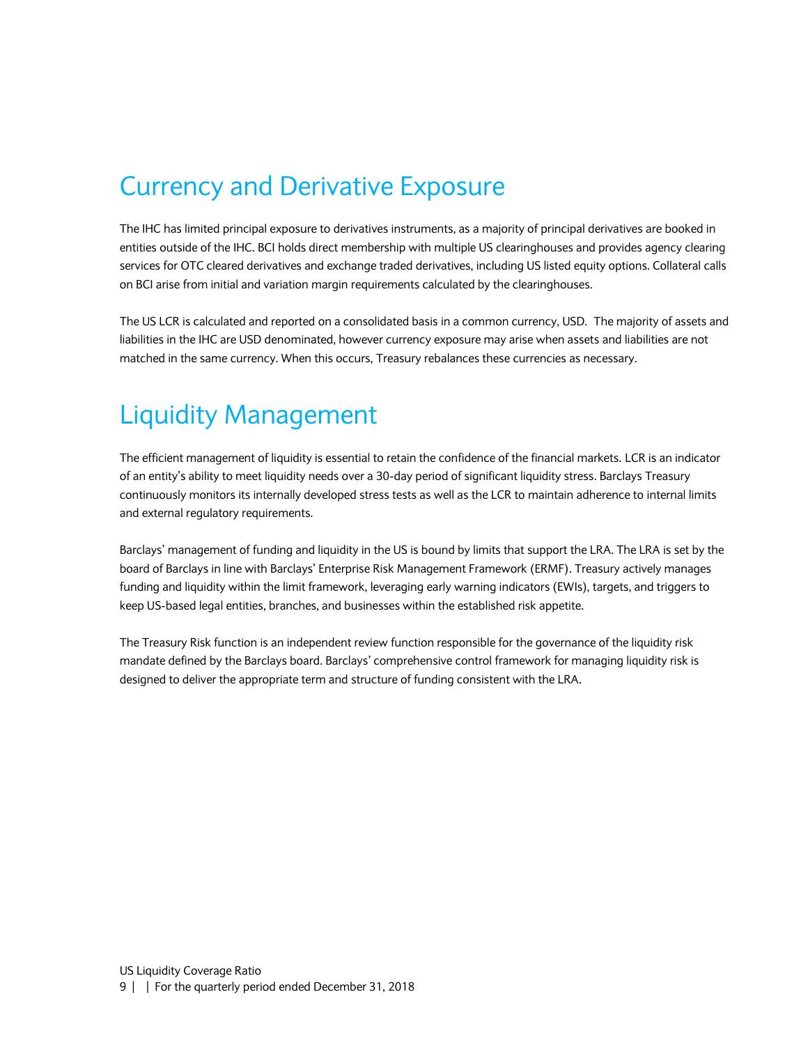# Currency and Derivative Exposure

The IHC has limited principal exposure to derivatives instruments, as a majority of principal derivatives are booked in entities outside of the IHC. BCI holds direct membership with multiple US clearinghouses and provides agency clearing services for OTC cleared derivatives and exchange traded derivatives, including US listed equity options. Collateral calls on BCI arise from initial and variation margin requirements calculated by the clearinghouses.

The US LCR is calculated and reported on a consolidated basis in a common currency, USD. The majority of assets and liabilities in the IHC are USD denominated, however currency exposure may arise when assets and liabilities are not matched in the same currency. When this occurs, Treasury rebalances these currencies as necessary.

# Liquidity Management

The efficient management of liquidity is essential to retain the confidence of the financial markets. LCR is an indicator of an entity's ability to meet liquidity needs over a 30-day period of significant liquidity stress. Barclays Treasury continuously monitors its internally developed stress tests as well as the LCR to maintain adherence to internal limits and external regulatory requirements.

Barclays' management of funding and liquidity in the US is bound by limits that support the LRA. The LRA is set by the board of Barclays in line with Barclays' Enterprise Risk Management Framework (ERMF). Treasury actively manages funding and liquidity within the limit framework, leveraging early warning indicators (EWIs), targets, and triggers to keep US-based legal entities, branches, and businesses within the established risk appetite.

The Treasury Risk function is an independent review function responsible for the governance of the liquidity risk mandate defined by the Barclays board. Barclays' comprehensive control framework for managing liquidity risk is designed to deliver the appropriate term and structure of funding consistent with the LRA.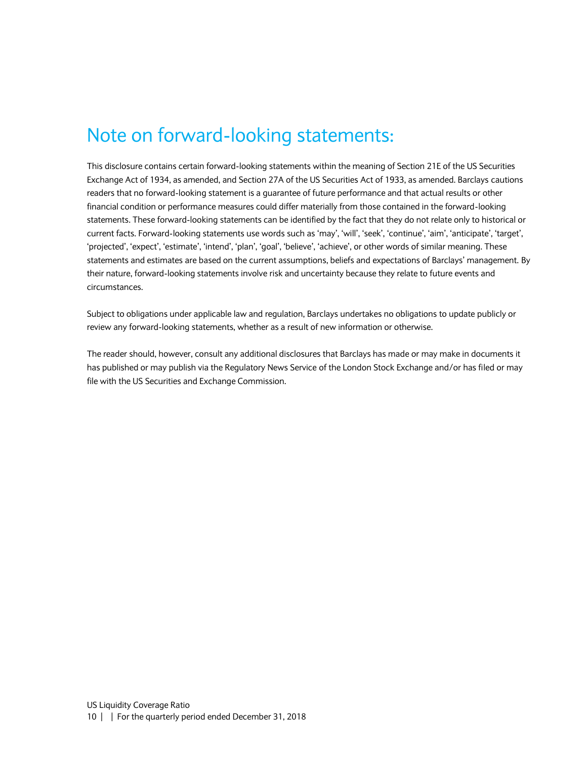# Note on forward-looking statements:

This disclosure contains certain forward-looking statements within the meaning of Section 21E of the US Securities Exchange Act of 1934, as amended, and Section 27A of the US Securities Act of 1933, as amended. Barclays cautions readers that no forward-looking statement is a guarantee of future performance and that actual results or other financial condition or performance measures could differ materially from those contained in the forward-looking statements. These forward-looking statements can be identified by the fact that they do not relate only to historical or current facts. Forward-looking statements use words such as 'may', 'will', 'seek', 'continue', 'aim', 'anticipate', 'target', 'projected', 'expect', 'estimate', 'intend', 'plan', 'goal', 'believe', 'achieve', or other words of similar meaning. These statements and estimates are based on the current assumptions, beliefs and expectations of Barclays' management. By their nature, forward-looking statements involve risk and uncertainty because they relate to future events and circumstances.

Subject to obligations under applicable law and regulation, Barclays undertakes no obligations to update publicly or review any forward-looking statements, whether as a result of new information or otherwise.

The reader should, however, consult any additional disclosures that Barclays has made or may make in documents it has published or may publish via the Regulatory News Service of the London Stock Exchange and/or has filed or may file with the US Securities and Exchange Commission.